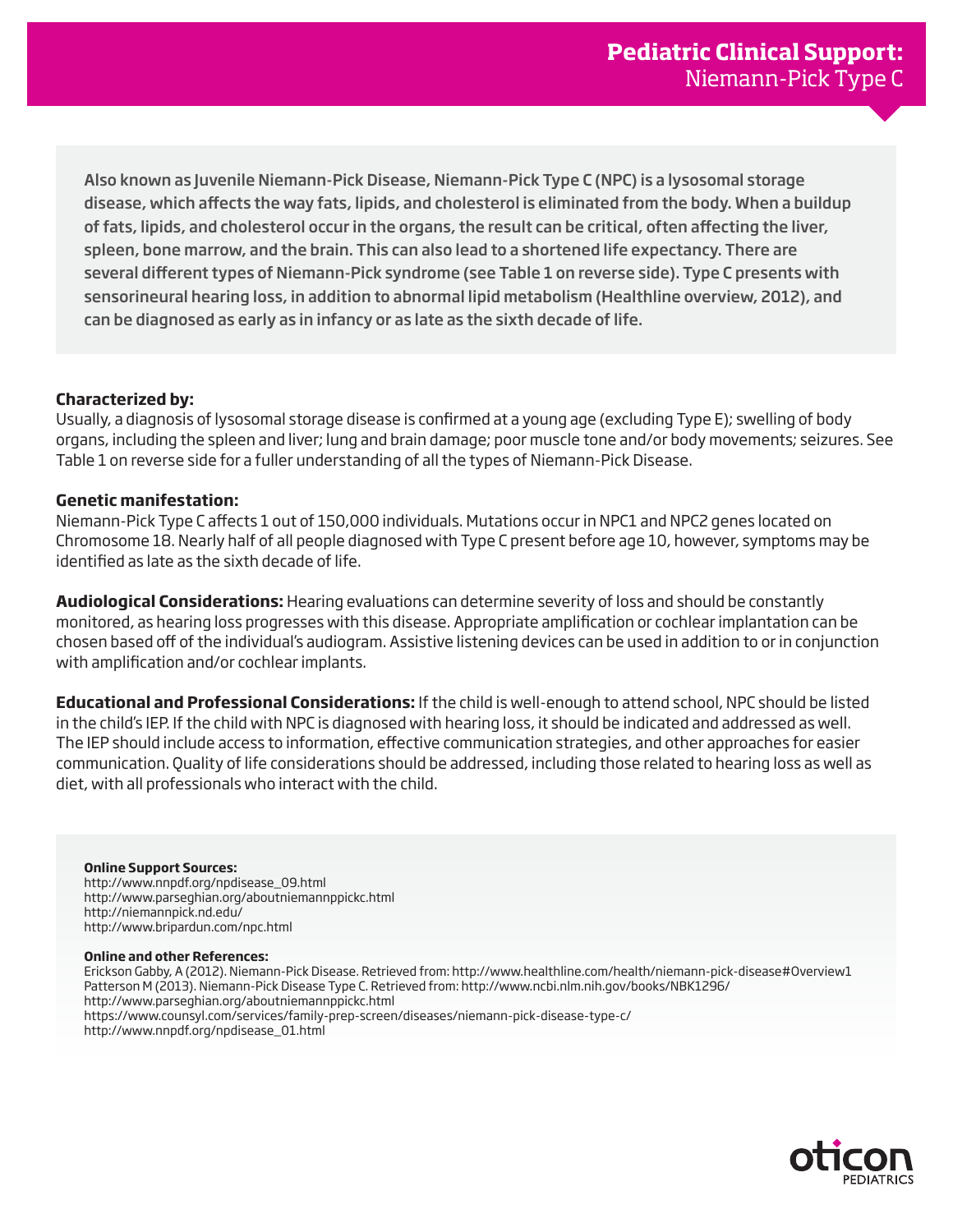# Pediatric Clinical Support: Niemann-Pick Type C

**Also known as Juvenile Niemann-Pick Disease, Niemann-Pick Type C (NPC) is a lysosomal storage disease, which affects the way fats, lipids, and cholesterol is eliminated from the body. When a buildup of fats, lipids, and cholesterol occur in the organs, the result can be critical, often affecting the liver, spleen, bone marrow, and the brain. This can also lead to a shortened life expectancy. There are several different types of Niemann-Pick syndrome (see Table 1 on reverse side). Type C presents with sensorineural hearing loss, in addition to abnormal lipid metabolism (Healthline overview, 2012), and can be diagnosed as early as in infancy or as late as the sixth decade of life.**

**Characterized by:**
Usually, a diagnosis of lysosomal storage disease is confirmed at a young age (excluding Type E); swelling of body organs, including the spleen and liver; lung and brain damage; poor muscle tone and/or body movements; seizures. See Table 1 on reverse side for a fuller understanding of all the types of Niemann-Pick Disease.

**Genetic manifestation:**
Niemann-Pick Type C affects 1 out of 150,000 individuals. Mutations occur in NPC1 and NPC2 genes located on Chromosome 18. Nearly half of all people diagnosed with Type C present before age 10, however, symptoms may be identified as late as the sixth decade of life.

**Audiological Considerations:** Hearing evaluations can determine severity of loss and should be constantly monitored, as hearing loss progresses with this disease. Appropriate amplification or cochlear implantation can be chosen based off of the individual's audiogram. Assistive listening devices can be used in addition to or in conjunction with amplification and/or cochlear implants.

**Educational and Professional Considerations:** If the child is well-enough to attend school, NPC should be listed in the child's IEP. If the child with NPC is diagnosed with hearing loss, it should be indicated and addressed as well. The IEP should include access to information, effective communication strategies, and other approaches for easier communication. Quality of life considerations should be addressed, including those related to hearing loss as well as diet, with all professionals who interact with the child.

**Online Support Sources:**
http://www.nnpdf.org/npdisease_09.html
http://www.parseghian.org/aboutniemannppickc.html
http://niemannpick.nd.edu/
http://www.bripardun.com/npc.html

**Online and other References:**
Erickson Gabby, A (2012). Niemann-Pick Disease. Retrieved from: http://www.healthline.com/health/niemann-pick-disease#Overview1
Patterson M (2013). Niemann-Pick Disease Type C. Retrieved from: http://www.ncbi.nlm.nih.gov/books/NBK1296/
http://www.parseghian.org/aboutniemannppickc.html
https://www.counsyl.com/services/family-prep-screen/diseases/niemann-pick-disease-type-c/
http://www.nnpdf.org/npdisease_01.html

oticon PEDIATRICS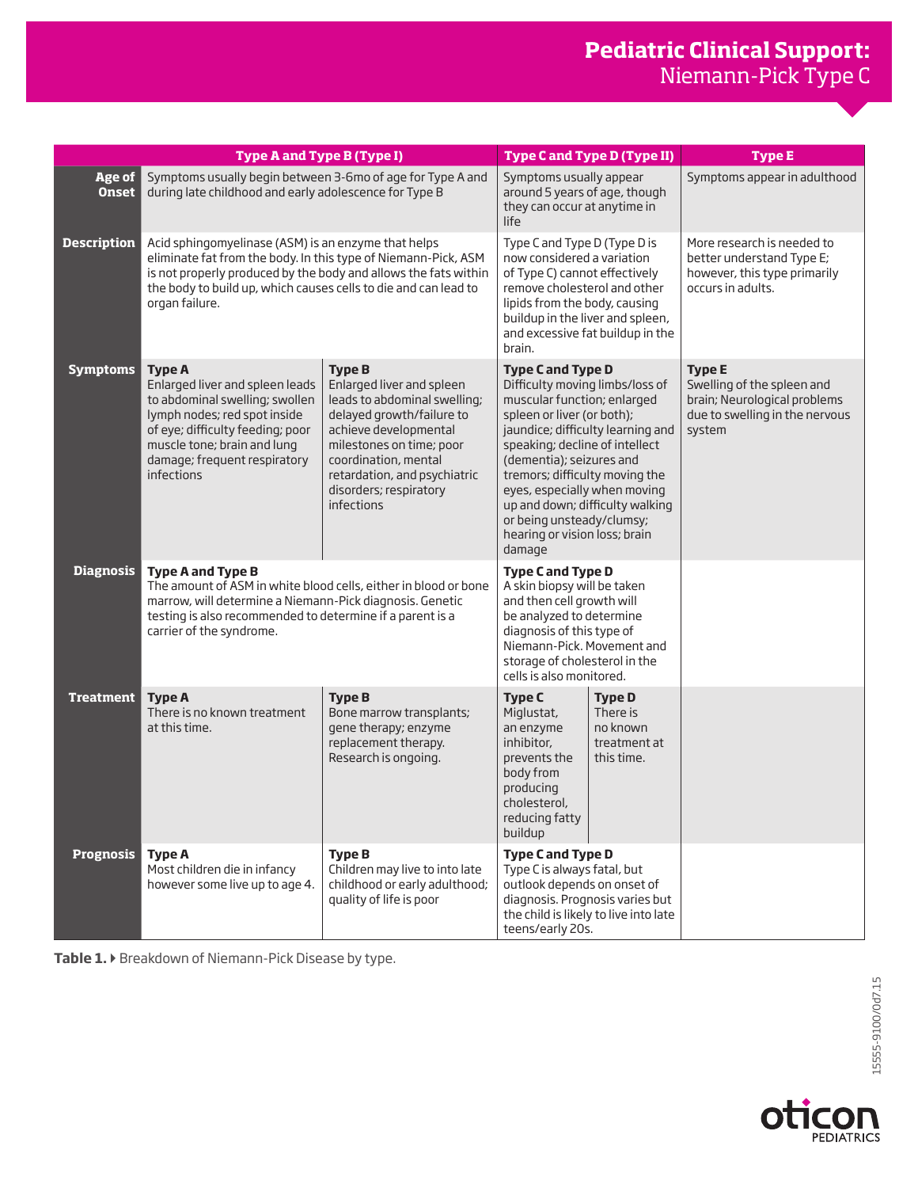# Pediatric Clinical Support: Niemann-Pick Type C

| | Type A and Type B (Type I) | | Type C and Type D (Type II) | | Type E |
|---|---|---|---|---|---|
| **Age of Onset** | Symptoms usually begin between 3-6mo of age for Type A and during late childhood and early adolescence for Type B | | Symptoms usually appear around 5 years of age, though they can occur at anytime in life | | Symptoms appear in adulthood |
| **Description** | Acid sphingomyelinase (ASM) is an enzyme that helps eliminate fat from the body. In this type of Niemann-Pick, ASM is not properly produced by the body and allows the fats within the body to build up, which causes cells to die and can lead to organ failure. | | Type C and Type D (Type D is now considered a variation of Type C) cannot effectively remove cholesterol and other lipids from the body, causing buildup in the liver and spleen, and excessive fat buildup in the brain. | | More research is needed to better understand Type E; however, this type primarily occurs in adults. |
| **Symptoms** | **Type A** Enlarged liver and spleen leads to abdominal swelling; swollen lymph nodes; red spot inside of eye; difficulty feeding; poor muscle tone; brain and lung damage; frequent respiratory infections | **Type B** Enlarged liver and spleen leads to abdominal swelling; delayed growth/failure to achieve developmental milestones on time; poor coordination, mental retardation, and psychiatric disorders; respiratory infections | **Type C and Type D** Difficulty moving limbs/loss of muscular function; enlarged spleen or liver (or both); jaundice; difficulty learning and speaking; decline of intellect (dementia); seizures and tremors; difficulty moving the eyes, especially when moving up and down; difficulty walking or being unsteady/clumsy; hearing or vision loss; brain damage | | **Type E** Swelling of the spleen and brain; Neurological problems due to swelling in the nervous system |
| **Diagnosis** | **Type A and Type B** The amount of ASM in white blood cells, either in blood or bone marrow, will determine a Niemann-Pick diagnosis. Genetic testing is also recommended to determine if a parent is a carrier of the syndrome. | | **Type C and Type D** A skin biopsy will be taken and then cell growth will be analyzed to determine diagnosis of this type of Niemann-Pick. Movement and storage of cholesterol in the cells is also monitored. | | |
| **Treatment** | **Type A** There is no known treatment at this time. | **Type B** Bone marrow transplants; gene therapy; enzyme replacement therapy. Research is ongoing. | **Type C** Miglustat, an enzyme inhibitor, prevents the body from producing cholesterol, reducing fatty buildup | **Type D** There is no known treatment at this time. | |
| **Prognosis** | **Type A** Most children die in infancy however some live up to age 4. | **Type B** Children may live to into late childhood or early adulthood; quality of life is poor | **Type C and Type D** Type C is always fatal, but outlook depends on onset of diagnosis. Prognosis varies but the child is likely to live into late teens/early 20s. | | |

**Table 1.** ▸ Breakdown of Niemann-Pick Disease by type.

15555-9100/0d7.15